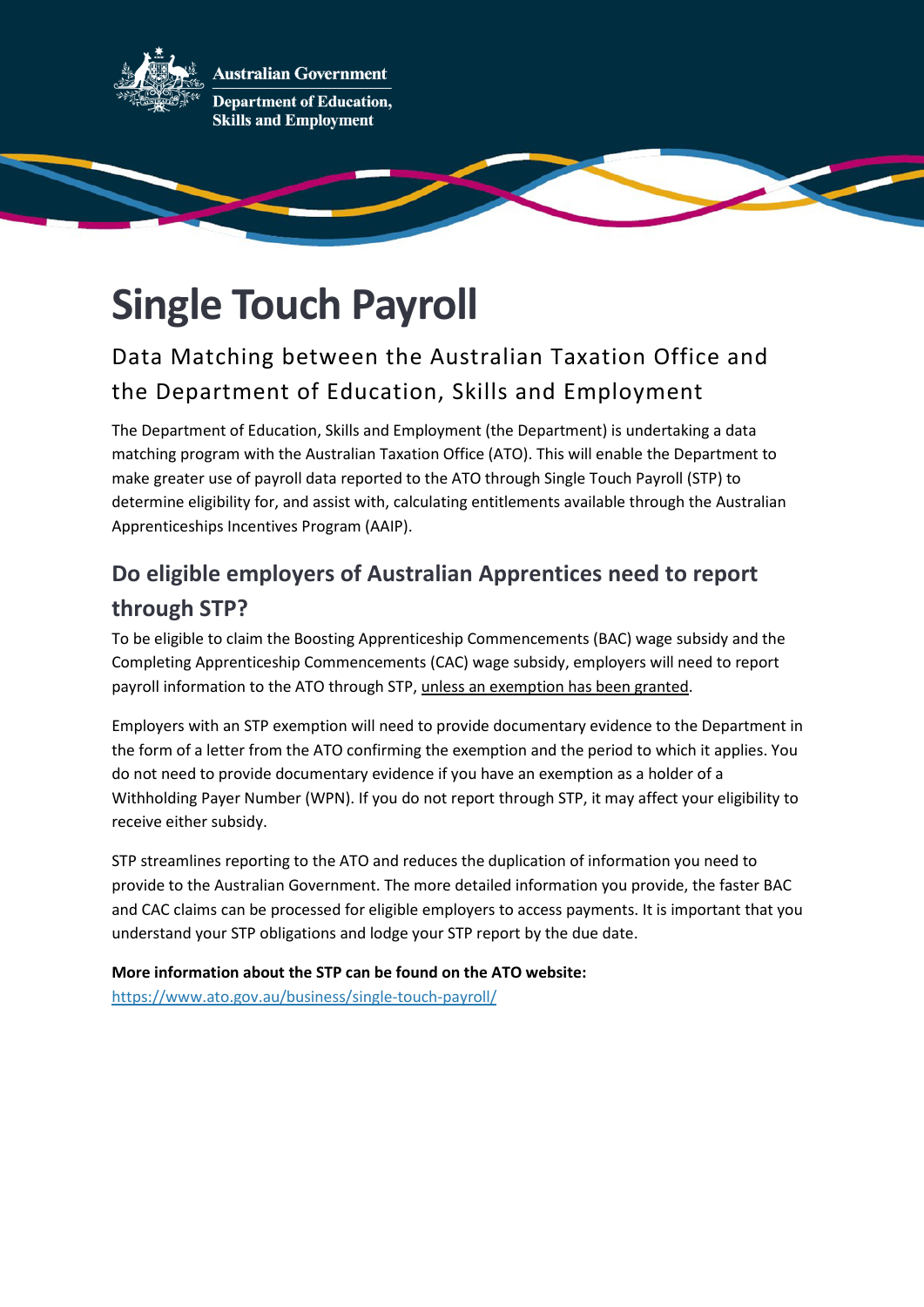Australian Government

Department of Education, Skills and Employment

# Single Touch Payroll

## Data Matching between the Australian Taxation Office and the Department of Education, Skills and Employment

The Department of Education, Skills and Employment (the Department) is undertaking a data matching program with the Australian Taxation Office (ATO). This will enable the Department to make greater use of payroll data reported to the ATO through Single Touch Payroll (STP) to determine eligibility for, and assist with, calculating entitlements available through the Australian Apprenticeships Incentives Program (AAIP).

## Do eligible employers of Australian Apprentices need to report through STP?

To be eligible to claim the Boosting Apprenticeship Commencements (BAC) wage subsidy and the Completing Apprenticeship Commencements (CAC) wage subsidy, employers will need to report payroll information to the ATO through STP, unless an exemption has been granted.

Employers with an STP exemption will need to provide documentary evidence to the Department in the form of a letter from the ATO confirming the exemption and the period to which it applies. You do not need to provide documentary evidence if you have an exemption as a holder of a Withholding Payer Number (WPN). If you do not report through STP, it may affect your eligibility to receive either subsidy.

STP streamlines reporting to the ATO and reduces the duplication of information you need to provide to the Australian Government. The more detailed information you provide, the faster BAC and CAC claims can be processed for eligible employers to access payments. It is important that you understand your STP obligations and lodge your STP report by the due date.

**More information about the STP can be found on the ATO website:**
https://www.ato.gov.au/business/single-touch-payroll/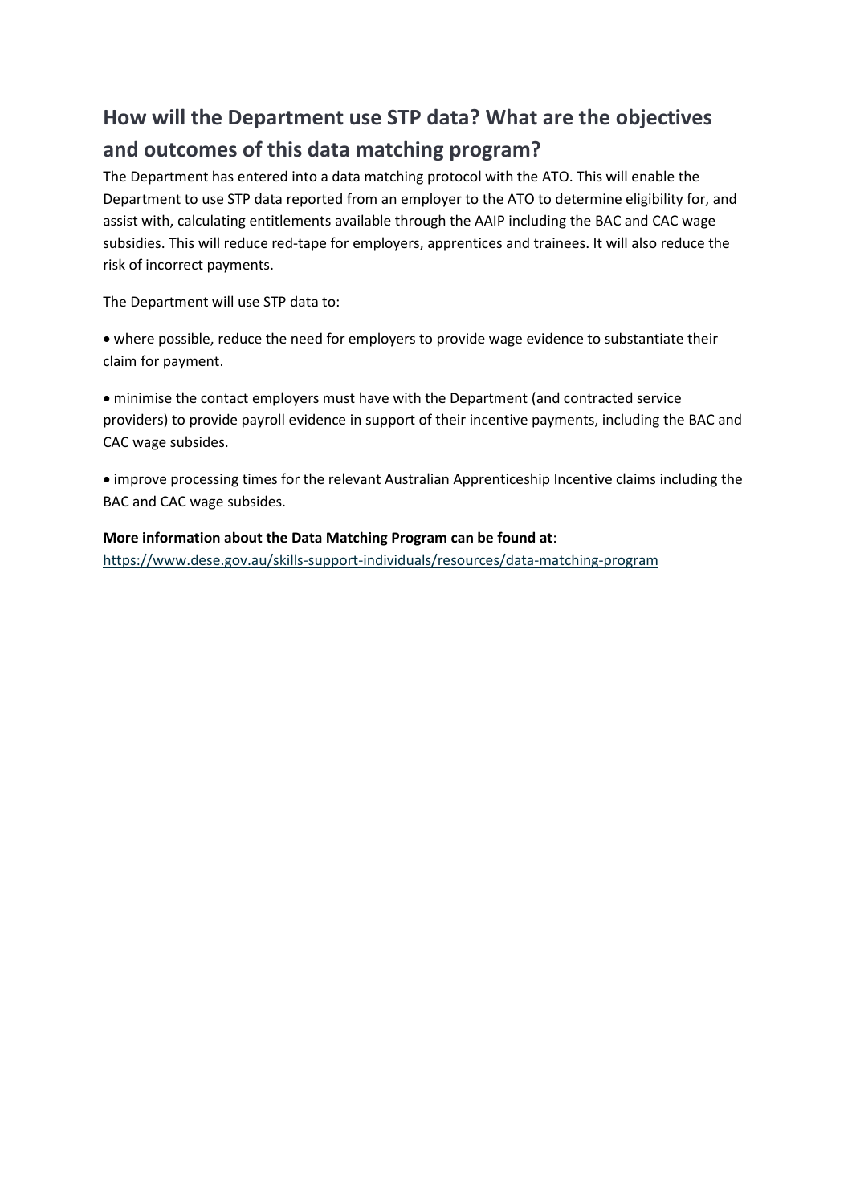## How will the Department use STP data? What are the objectives and outcomes of this data matching program?

The Department has entered into a data matching protocol with the ATO. This will enable the Department to use STP data reported from an employer to the ATO to determine eligibility for, and assist with, calculating entitlements available through the AAIP including the BAC and CAC wage subsidies. This will reduce red-tape for employers, apprentices and trainees. It will also reduce the risk of incorrect payments.

The Department will use STP data to:

- where possible, reduce the need for employers to provide wage evidence to substantiate their claim for payment.
- minimise the contact employers must have with the Department (and contracted service providers) to provide payroll evidence in support of their incentive payments, including the BAC and CAC wage subsides.
- improve processing times for the relevant Australian Apprenticeship Incentive claims including the BAC and CAC wage subsides.

**More information about the Data Matching Program can be found at**:
https://www.dese.gov.au/skills-support-individuals/resources/data-matching-program